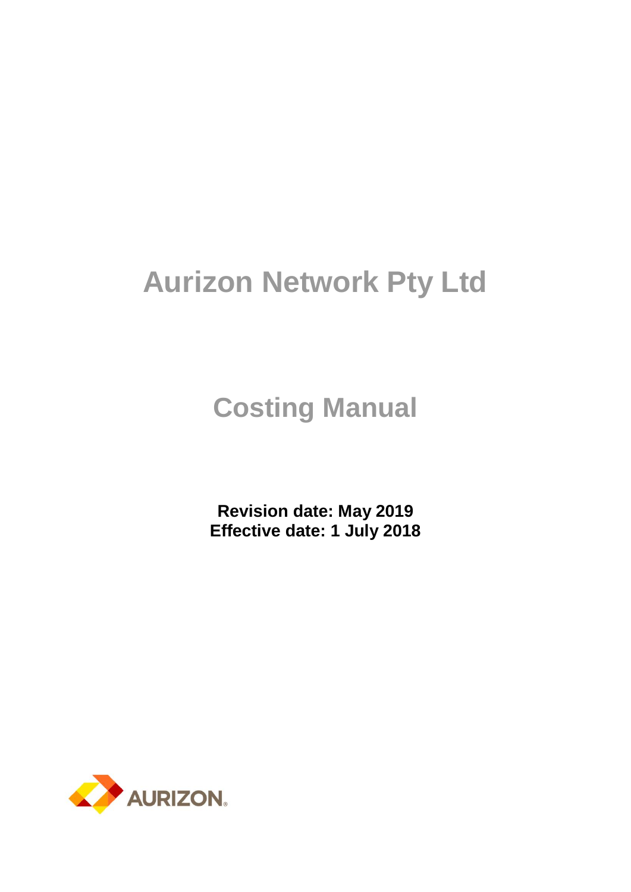# Aurizon Network Pty Ltd

## Costing Manual

**Revision date: May 2019**
**Effective date: 1 July 2018**

AURIZON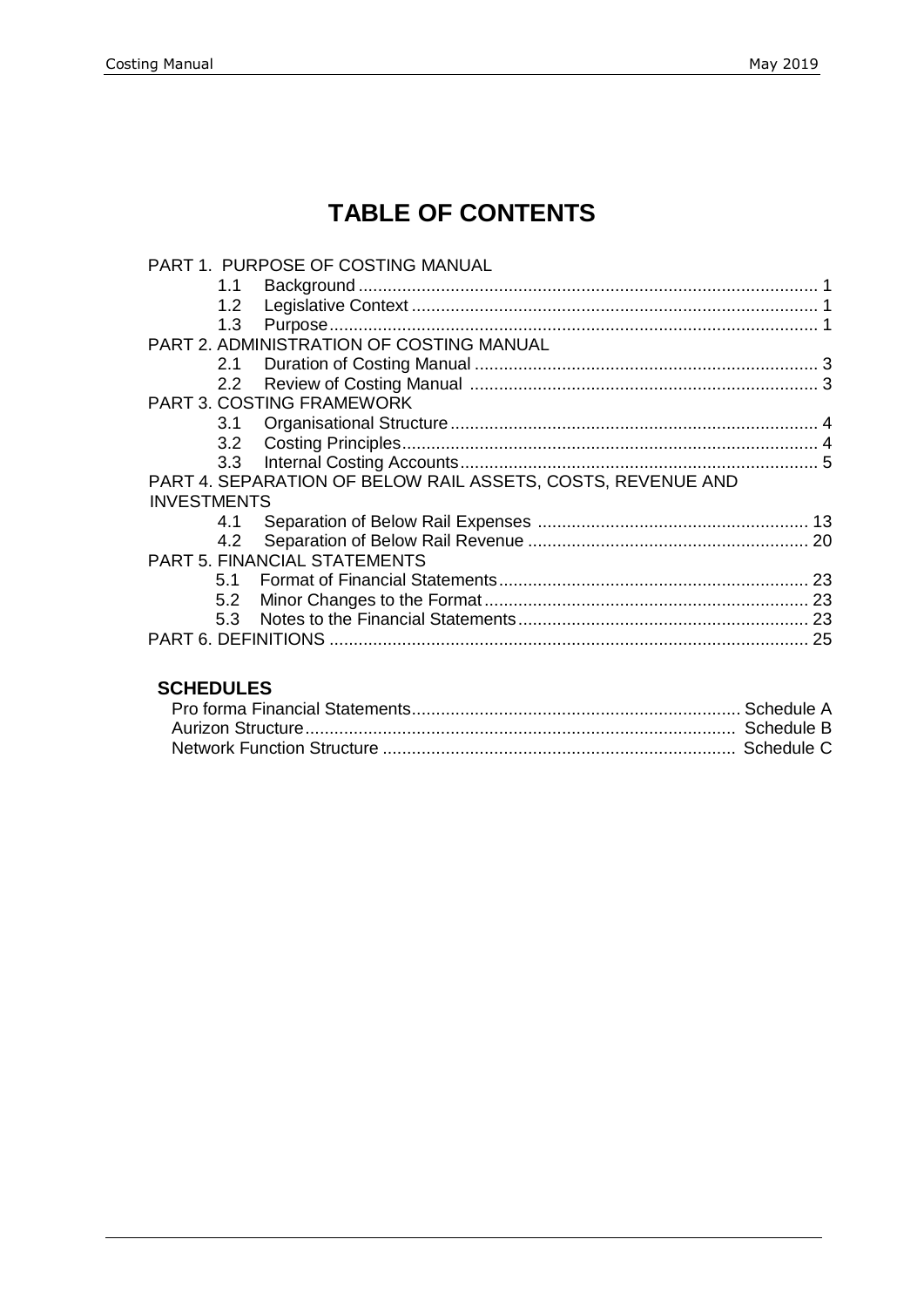# TABLE OF CONTENTS

PART 1. PURPOSE OF COSTING MANUAL

- 1.1 Background ... 1
- 1.2 Legislative Context ... 1
- 1.3 Purpose ... 1

PART 2. ADMINISTRATION OF COSTING MANUAL

- 2.1 Duration of Costing Manual ... 3
- 2.2 Review of Costing Manual ... 3

PART 3. COSTING FRAMEWORK

- 3.1 Organisational Structure ... 4
- 3.2 Costing Principles ... 4
- 3.3 Internal Costing Accounts ... 5

PART 4. SEPARATION OF BELOW RAIL ASSETS, COSTS, REVENUE AND INVESTMENTS

- 4.1 Separation of Below Rail Expenses ... 13
- 4.2 Separation of Below Rail Revenue ... 20

PART 5. FINANCIAL STATEMENTS

- 5.1 Format of Financial Statements ... 23
- 5.2 Minor Changes to the Format ... 23
- 5.3 Notes to the Financial Statements ... 23

PART 6. DEFINITIONS ... 25

## SCHEDULES

- Pro forma Financial Statements ... Schedule A
- Aurizon Structure ... Schedule B
- Network Function Structure ... Schedule C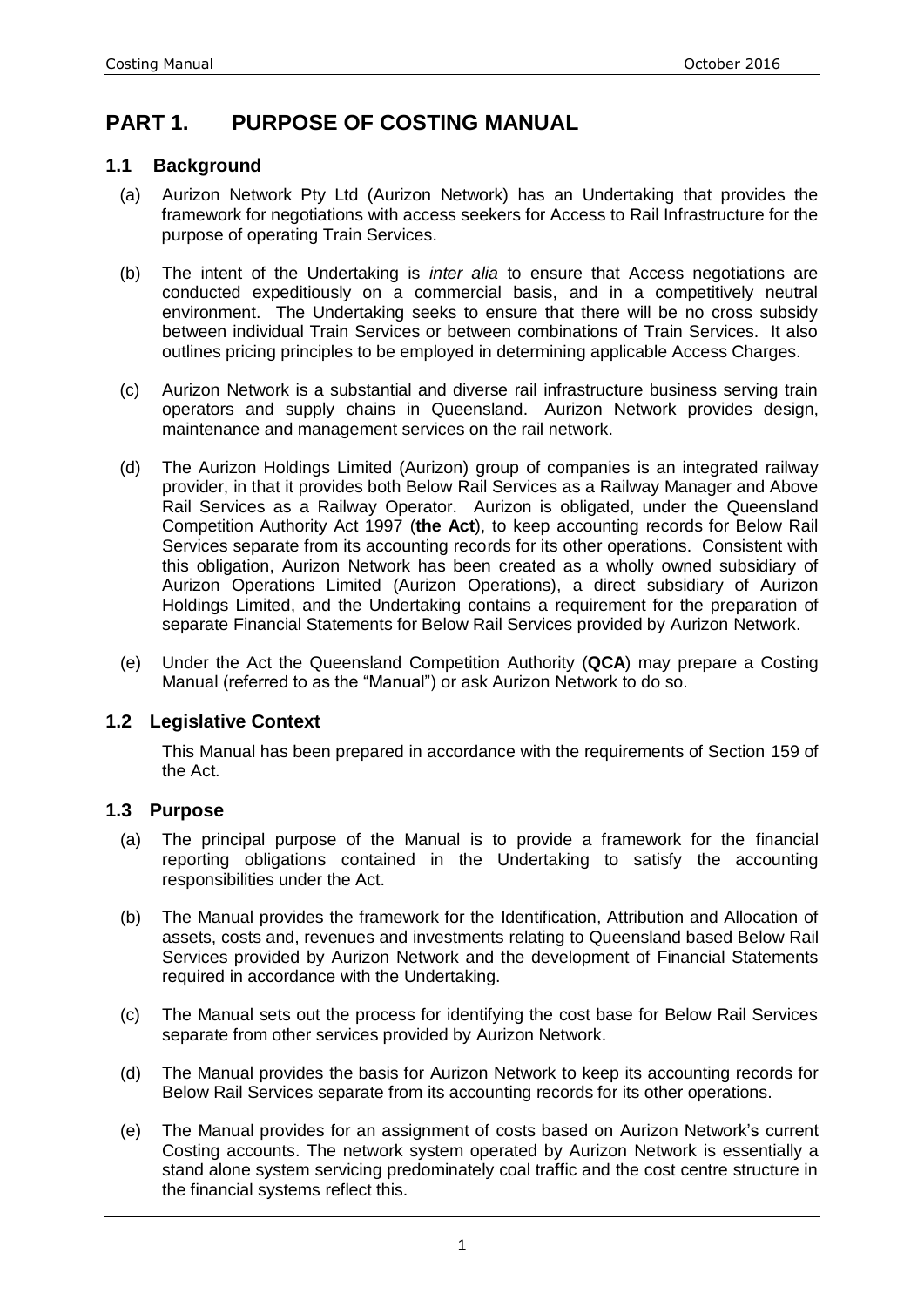# PART 1. PURPOSE OF COSTING MANUAL

## 1.1 Background

(a) Aurizon Network Pty Ltd (Aurizon Network) has an Undertaking that provides the framework for negotiations with access seekers for Access to Rail Infrastructure for the purpose of operating Train Services.

(b) The intent of the Undertaking is *inter alia* to ensure that Access negotiations are conducted expeditiously on a commercial basis, and in a competitively neutral environment. The Undertaking seeks to ensure that there will be no cross subsidy between individual Train Services or between combinations of Train Services. It also outlines pricing principles to be employed in determining applicable Access Charges.

(c) Aurizon Network is a substantial and diverse rail infrastructure business serving train operators and supply chains in Queensland. Aurizon Network provides design, maintenance and management services on the rail network.

(d) The Aurizon Holdings Limited (Aurizon) group of companies is an integrated railway provider, in that it provides both Below Rail Services as a Railway Manager and Above Rail Services as a Railway Operator. Aurizon is obligated, under the Queensland Competition Authority Act 1997 (**the Act**), to keep accounting records for Below Rail Services separate from its accounting records for its other operations. Consistent with this obligation, Aurizon Network has been created as a wholly owned subsidiary of Aurizon Operations Limited (Aurizon Operations), a direct subsidiary of Aurizon Holdings Limited, and the Undertaking contains a requirement for the preparation of separate Financial Statements for Below Rail Services provided by Aurizon Network.

(e) Under the Act the Queensland Competition Authority (**QCA**) may prepare a Costing Manual (referred to as the "Manual") or ask Aurizon Network to do so.

## 1.2 Legislative Context

This Manual has been prepared in accordance with the requirements of Section 159 of the Act.

## 1.3 Purpose

(a) The principal purpose of the Manual is to provide a framework for the financial reporting obligations contained in the Undertaking to satisfy the accounting responsibilities under the Act.

(b) The Manual provides the framework for the Identification, Attribution and Allocation of assets, costs and, revenues and investments relating to Queensland based Below Rail Services provided by Aurizon Network and the development of Financial Statements required in accordance with the Undertaking.

(c) The Manual sets out the process for identifying the cost base for Below Rail Services separate from other services provided by Aurizon Network.

(d) The Manual provides the basis for Aurizon Network to keep its accounting records for Below Rail Services separate from its accounting records for its other operations.

(e) The Manual provides for an assignment of costs based on Aurizon Network's current Costing accounts. The network system operated by Aurizon Network is essentially a stand alone system servicing predominately coal traffic and the cost centre structure in the financial systems reflect this.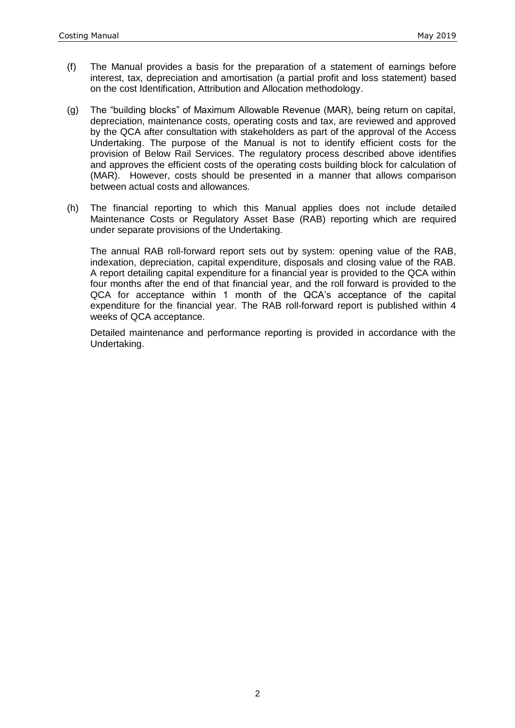(f) The Manual provides a basis for the preparation of a statement of earnings before interest, tax, depreciation and amortisation (a partial profit and loss statement) based on the cost Identification, Attribution and Allocation methodology.

(g) The "building blocks" of Maximum Allowable Revenue (MAR), being return on capital, depreciation, maintenance costs, operating costs and tax, are reviewed and approved by the QCA after consultation with stakeholders as part of the approval of the Access Undertaking. The purpose of the Manual is not to identify efficient costs for the provision of Below Rail Services. The regulatory process described above identifies and approves the efficient costs of the operating costs building block for calculation of (MAR). However, costs should be presented in a manner that allows comparison between actual costs and allowances.

(h) The financial reporting to which this Manual applies does not include detailed Maintenance Costs or Regulatory Asset Base (RAB) reporting which are required under separate provisions of the Undertaking.

The annual RAB roll-forward report sets out by system: opening value of the RAB, indexation, depreciation, capital expenditure, disposals and closing value of the RAB. A report detailing capital expenditure for a financial year is provided to the QCA within four months after the end of that financial year, and the roll forward is provided to the QCA for acceptance within 1 month of the QCA's acceptance of the capital expenditure for the financial year. The RAB roll-forward report is published within 4 weeks of QCA acceptance.

Detailed maintenance and performance reporting is provided in accordance with the Undertaking.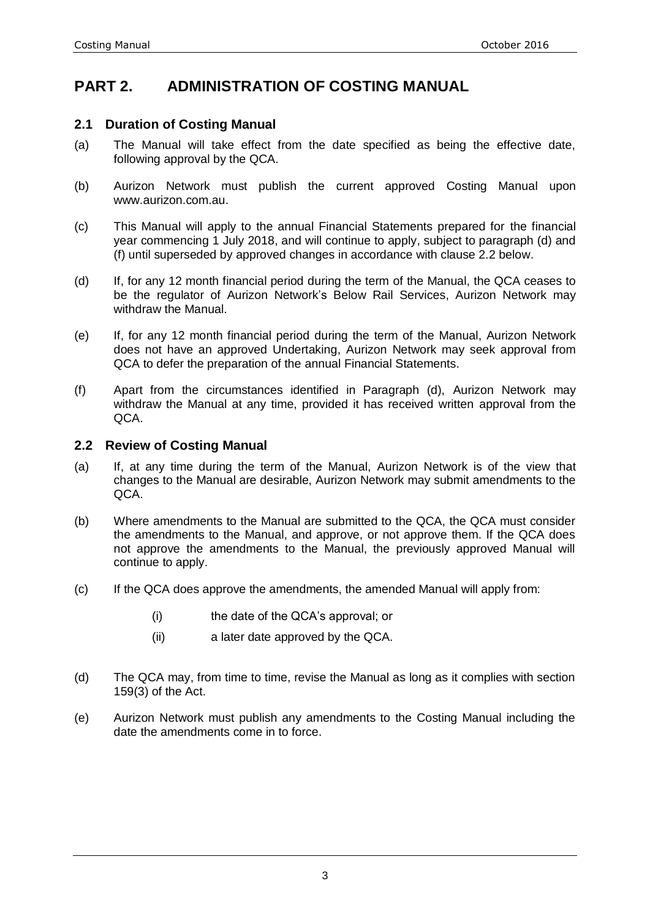# PART 2. ADMINISTRATION OF COSTING MANUAL

## 2.1 Duration of Costing Manual

(a) The Manual will take effect from the date specified as being the effective date, following approval by the QCA.

(b) Aurizon Network must publish the current approved Costing Manual upon www.aurizon.com.au.

(c) This Manual will apply to the annual Financial Statements prepared for the financial year commencing 1 July 2018, and will continue to apply, subject to paragraph (d) and (f) until superseded by approved changes in accordance with clause 2.2 below.

(d) If, for any 12 month financial period during the term of the Manual, the QCA ceases to be the regulator of Aurizon Network's Below Rail Services, Aurizon Network may withdraw the Manual.

(e) If, for any 12 month financial period during the term of the Manual, Aurizon Network does not have an approved Undertaking, Aurizon Network may seek approval from QCA to defer the preparation of the annual Financial Statements.

(f) Apart from the circumstances identified in Paragraph (d), Aurizon Network may withdraw the Manual at any time, provided it has received written approval from the QCA.

## 2.2 Review of Costing Manual

(a) If, at any time during the term of the Manual, Aurizon Network is of the view that changes to the Manual are desirable, Aurizon Network may submit amendments to the QCA.

(b) Where amendments to the Manual are submitted to the QCA, the QCA must consider the amendments to the Manual, and approve, or not approve them. If the QCA does not approve the amendments to the Manual, the previously approved Manual will continue to apply.

(c) If the QCA does approve the amendments, the amended Manual will apply from:

  (i) the date of the QCA's approval; or

  (ii) a later date approved by the QCA.

(d) The QCA may, from time to time, revise the Manual as long as it complies with section 159(3) of the Act.

(e) Aurizon Network must publish any amendments to the Costing Manual including the date the amendments come in to force.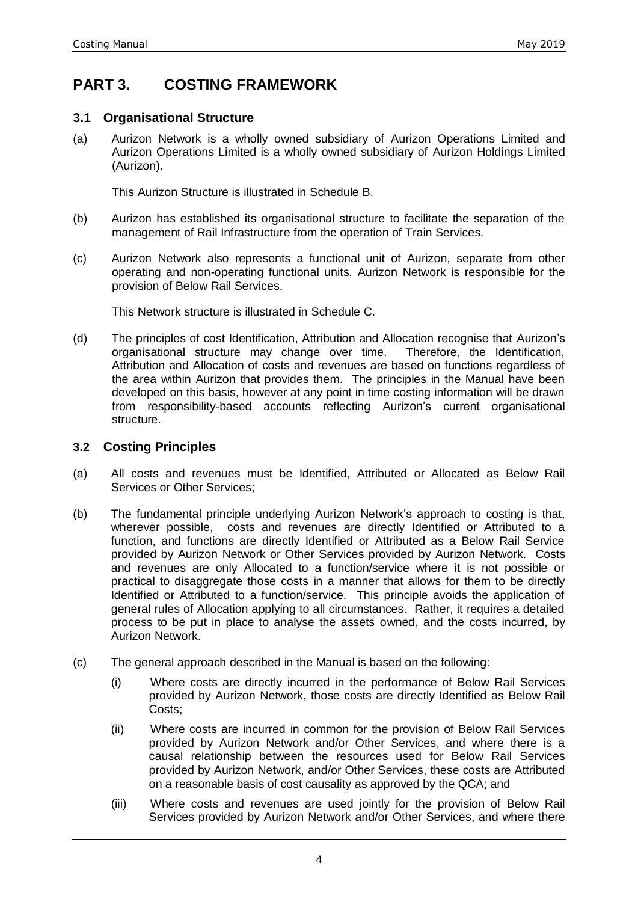# PART 3. COSTING FRAMEWORK

## 3.1 Organisational Structure

(a) Aurizon Network is a wholly owned subsidiary of Aurizon Operations Limited and Aurizon Operations Limited is a wholly owned subsidiary of Aurizon Holdings Limited (Aurizon).

This Aurizon Structure is illustrated in Schedule B.

(b) Aurizon has established its organisational structure to facilitate the separation of the management of Rail Infrastructure from the operation of Train Services.

(c) Aurizon Network also represents a functional unit of Aurizon, separate from other operating and non-operating functional units. Aurizon Network is responsible for the provision of Below Rail Services.

This Network structure is illustrated in Schedule C.

(d) The principles of cost Identification, Attribution and Allocation recognise that Aurizon's organisational structure may change over time. Therefore, the Identification, Attribution and Allocation of costs and revenues are based on functions regardless of the area within Aurizon that provides them. The principles in the Manual have been developed on this basis, however at any point in time costing information will be drawn from responsibility-based accounts reflecting Aurizon's current organisational structure.

## 3.2 Costing Principles

(a) All costs and revenues must be Identified, Attributed or Allocated as Below Rail Services or Other Services;

(b) The fundamental principle underlying Aurizon Network's approach to costing is that, wherever possible, costs and revenues are directly Identified or Attributed to a function, and functions are directly Identified or Attributed as a Below Rail Service provided by Aurizon Network or Other Services provided by Aurizon Network. Costs and revenues are only Allocated to a function/service where it is not possible or practical to disaggregate those costs in a manner that allows for them to be directly Identified or Attributed to a function/service. This principle avoids the application of general rules of Allocation applying to all circumstances. Rather, it requires a detailed process to be put in place to analyse the assets owned, and the costs incurred, by Aurizon Network.

(c) The general approach described in the Manual is based on the following:

(i) Where costs are directly incurred in the performance of Below Rail Services provided by Aurizon Network, those costs are directly Identified as Below Rail Costs;

(ii) Where costs are incurred in common for the provision of Below Rail Services provided by Aurizon Network and/or Other Services, and where there is a causal relationship between the resources used for Below Rail Services provided by Aurizon Network, and/or Other Services, these costs are Attributed on a reasonable basis of cost causality as approved by the QCA; and

(iii) Where costs and revenues are used jointly for the provision of Below Rail Services provided by Aurizon Network and/or Other Services, and where there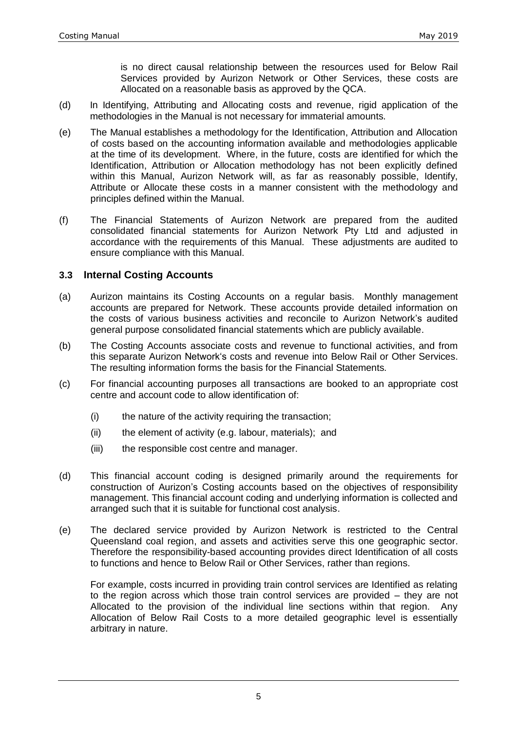is no direct causal relationship between the resources used for Below Rail Services provided by Aurizon Network or Other Services, these costs are Allocated on a reasonable basis as approved by the QCA.

(d) In Identifying, Attributing and Allocating costs and revenue, rigid application of the methodologies in the Manual is not necessary for immaterial amounts.

(e) The Manual establishes a methodology for the Identification, Attribution and Allocation of costs based on the accounting information available and methodologies applicable at the time of its development. Where, in the future, costs are identified for which the Identification, Attribution or Allocation methodology has not been explicitly defined within this Manual, Aurizon Network will, as far as reasonably possible, Identify, Attribute or Allocate these costs in a manner consistent with the methodology and principles defined within the Manual.

(f) The Financial Statements of Aurizon Network are prepared from the audited consolidated financial statements for Aurizon Network Pty Ltd and adjusted in accordance with the requirements of this Manual. These adjustments are audited to ensure compliance with this Manual.

### 3.3 Internal Costing Accounts

(a) Aurizon maintains its Costing Accounts on a regular basis. Monthly management accounts are prepared for Network. These accounts provide detailed information on the costs of various business activities and reconcile to Aurizon Network's audited general purpose consolidated financial statements which are publicly available.

(b) The Costing Accounts associate costs and revenue to functional activities, and from this separate Aurizon Network's costs and revenue into Below Rail or Other Services. The resulting information forms the basis for the Financial Statements.

(c) For financial accounting purposes all transactions are booked to an appropriate cost centre and account code to allow identification of:

  (i) the nature of the activity requiring the transaction;

  (ii) the element of activity (e.g. labour, materials); and

  (iii) the responsible cost centre and manager.

(d) This financial account coding is designed primarily around the requirements for construction of Aurizon's Costing accounts based on the objectives of responsibility management. This financial account coding and underlying information is collected and arranged such that it is suitable for functional cost analysis.

(e) The declared service provided by Aurizon Network is restricted to the Central Queensland coal region, and assets and activities serve this one geographic sector. Therefore the responsibility-based accounting provides direct Identification of all costs to functions and hence to Below Rail or Other Services, rather than regions.

For example, costs incurred in providing train control services are Identified as relating to the region across which those train control services are provided – they are not Allocated to the provision of the individual line sections within that region. Any Allocation of Below Rail Costs to a more detailed geographic level is essentially arbitrary in nature.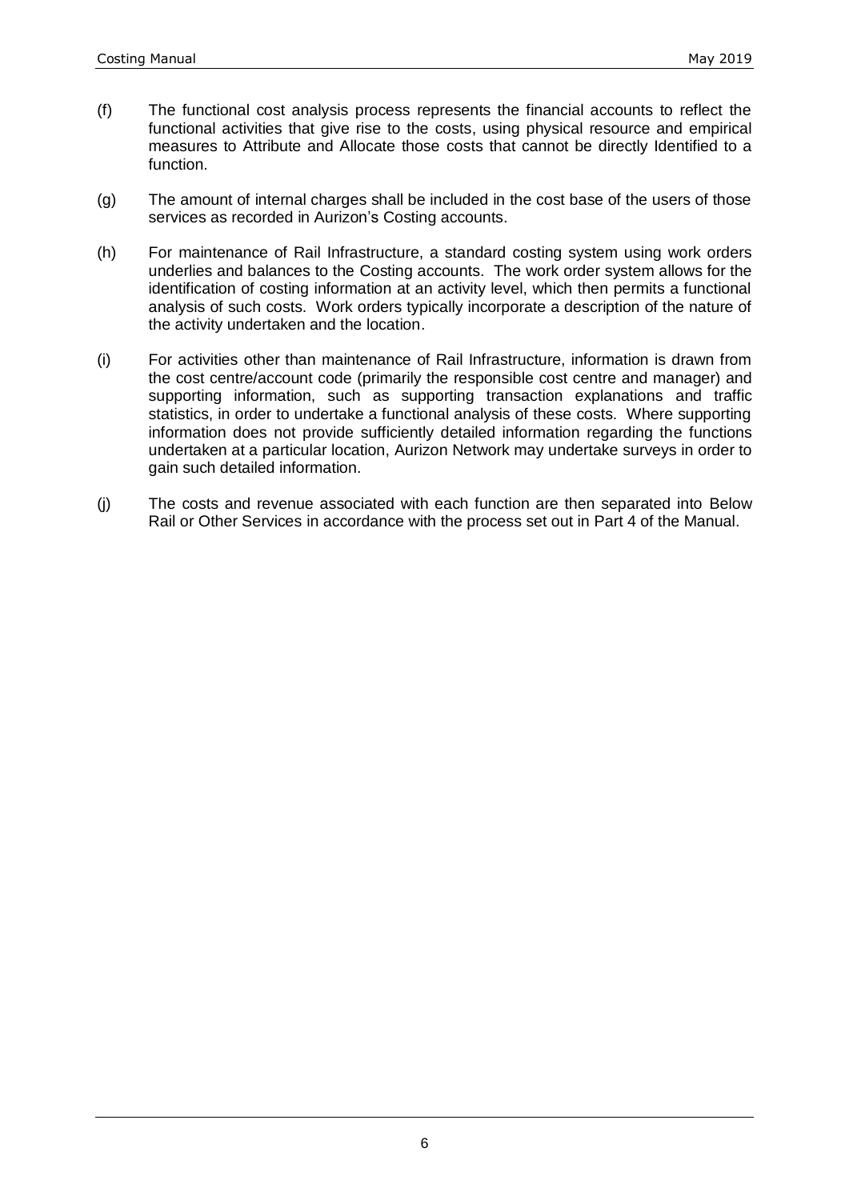(f) The functional cost analysis process represents the financial accounts to reflect the functional activities that give rise to the costs, using physical resource and empirical measures to Attribute and Allocate those costs that cannot be directly Identified to a function.

(g) The amount of internal charges shall be included in the cost base of the users of those services as recorded in Aurizon's Costing accounts.

(h) For maintenance of Rail Infrastructure, a standard costing system using work orders underlies and balances to the Costing accounts. The work order system allows for the identification of costing information at an activity level, which then permits a functional analysis of such costs. Work orders typically incorporate a description of the nature of the activity undertaken and the location.

(i) For activities other than maintenance of Rail Infrastructure, information is drawn from the cost centre/account code (primarily the responsible cost centre and manager) and supporting information, such as supporting transaction explanations and traffic statistics, in order to undertake a functional analysis of these costs. Where supporting information does not provide sufficiently detailed information regarding the functions undertaken at a particular location, Aurizon Network may undertake surveys in order to gain such detailed information.

(j) The costs and revenue associated with each function are then separated into Below Rail or Other Services in accordance with the process set out in Part 4 of the Manual.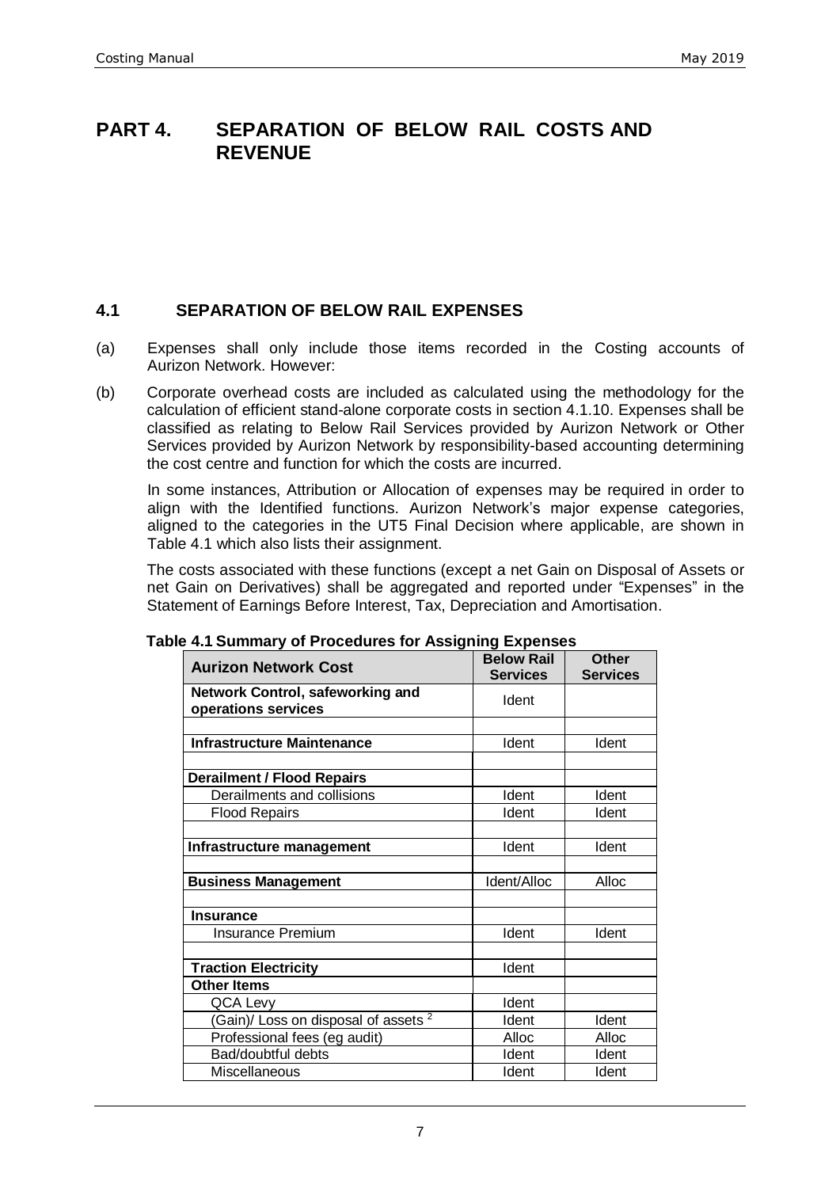# PART 4. SEPARATION OF BELOW RAIL COSTS AND REVENUE

## 4.1 SEPARATION OF BELOW RAIL EXPENSES

(a) Expenses shall only include those items recorded in the Costing accounts of Aurizon Network. However:

(b) Corporate overhead costs are included as calculated using the methodology for the calculation of efficient stand-alone corporate costs in section 4.1.10. Expenses shall be classified as relating to Below Rail Services provided by Aurizon Network or Other Services provided by Aurizon Network by responsibility-based accounting determining the cost centre and function for which the costs are incurred.

In some instances, Attribution or Allocation of expenses may be required in order to align with the Identified functions. Aurizon Network's major expense categories, aligned to the categories in the UT5 Final Decision where applicable, are shown in Table 4.1 which also lists their assignment.

The costs associated with these functions (except a net Gain on Disposal of Assets or net Gain on Derivatives) shall be aggregated and reported under "Expenses" in the Statement of Earnings Before Interest, Tax, Depreciation and Amortisation.

**Table 4.1 Summary of Procedures for Assigning Expenses**

| Aurizon Network Cost | Below Rail Services | Other Services |
|---|---|---|
| **Network Control, safeworking and operations services** | Ident | |
| | | |
| **Infrastructure Maintenance** | Ident | Ident |
| | | |
| **Derailment / Flood Repairs** | | |
| Derailments and collisions | Ident | Ident |
| Flood Repairs | Ident | Ident |
| | | |
| **Infrastructure management** | Ident | Ident |
| | | |
| **Business Management** | Ident/Alloc | Alloc |
| | | |
| **Insurance** | | |
| Insurance Premium | Ident | Ident |
| | | |
| **Traction Electricity** | Ident | |
| **Other Items** | | |
| QCA Levy | Ident | |
| (Gain)/ Loss on disposal of assets [2] | Ident | Ident |
| Professional fees (eg audit) | Alloc | Alloc |
| Bad/doubtful debts | Ident | Ident |
| Miscellaneous | Ident | Ident |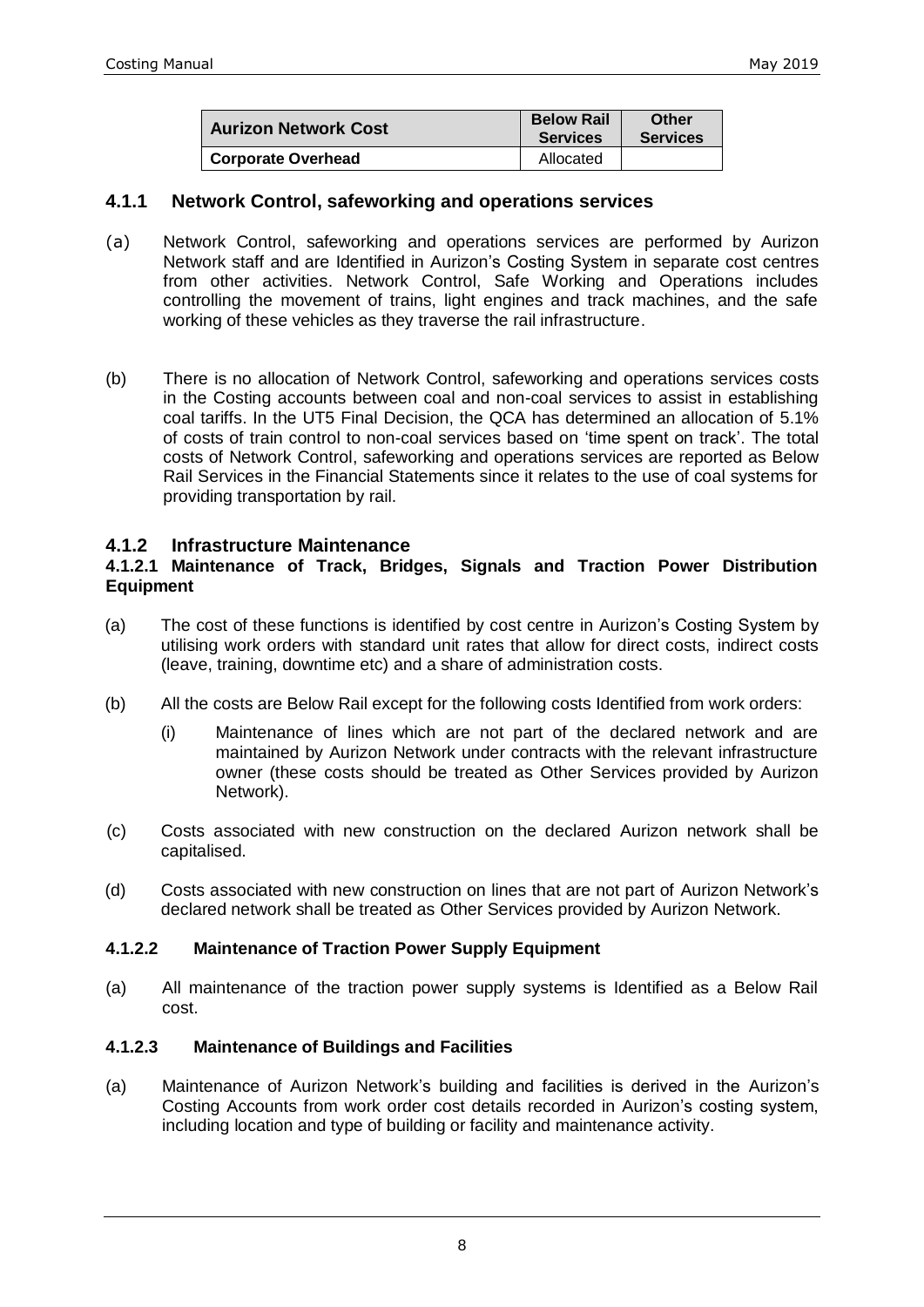| Aurizon Network Cost | Below Rail Services | Other Services |
|---|---|---|
| Corporate Overhead | Allocated | |

### 4.1.1 Network Control, safeworking and operations services

(a) Network Control, safeworking and operations services are performed by Aurizon Network staff and are Identified in Aurizon's Costing System in separate cost centres from other activities. Network Control, Safe Working and Operations includes controlling the movement of trains, light engines and track machines, and the safe working of these vehicles as they traverse the rail infrastructure.

(b) There is no allocation of Network Control, safeworking and operations services costs in the Costing accounts between coal and non-coal services to assist in establishing coal tariffs. In the UT5 Final Decision, the QCA has determined an allocation of 5.1% of costs of train control to non-coal services based on 'time spent on track'. The total costs of Network Control, safeworking and operations services are reported as Below Rail Services in the Financial Statements since it relates to the use of coal systems for providing transportation by rail.

### 4.1.2 Infrastructure Maintenance

#### 4.1.2.1 Maintenance of Track, Bridges, Signals and Traction Power Distribution Equipment

(a) The cost of these functions is identified by cost centre in Aurizon's Costing System by utilising work orders with standard unit rates that allow for direct costs, indirect costs (leave, training, downtime etc) and a share of administration costs.

(b) All the costs are Below Rail except for the following costs Identified from work orders:

   (i) Maintenance of lines which are not part of the declared network and are maintained by Aurizon Network under contracts with the relevant infrastructure owner (these costs should be treated as Other Services provided by Aurizon Network).

(c) Costs associated with new construction on the declared Aurizon network shall be capitalised.

(d) Costs associated with new construction on lines that are not part of Aurizon Network's declared network shall be treated as Other Services provided by Aurizon Network.

#### 4.1.2.2 Maintenance of Traction Power Supply Equipment

(a) All maintenance of the traction power supply systems is Identified as a Below Rail cost.

#### 4.1.2.3 Maintenance of Buildings and Facilities

(a) Maintenance of Aurizon Network's building and facilities is derived in the Aurizon's Costing Accounts from work order cost details recorded in Aurizon's costing system, including location and type of building or facility and maintenance activity.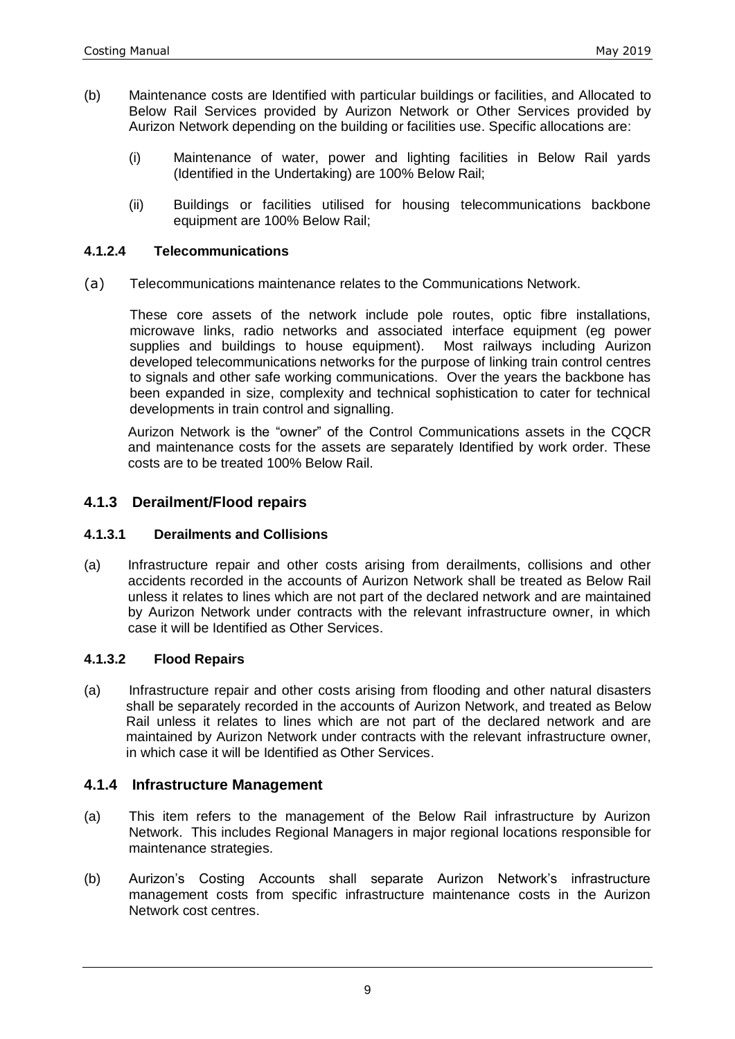(b) Maintenance costs are Identified with particular buildings or facilities, and Allocated to Below Rail Services provided by Aurizon Network or Other Services provided by Aurizon Network depending on the building or facilities use. Specific allocations are:

(i) Maintenance of water, power and lighting facilities in Below Rail yards (Identified in the Undertaking) are 100% Below Rail;

(ii) Buildings or facilities utilised for housing telecommunications backbone equipment are 100% Below Rail;

#### 4.1.2.4 Telecommunications

(a) Telecommunications maintenance relates to the Communications Network.

These core assets of the network include pole routes, optic fibre installations, microwave links, radio networks and associated interface equipment (eg power supplies and buildings to house equipment). Most railways including Aurizon developed telecommunications networks for the purpose of linking train control centres to signals and other safe working communications. Over the years the backbone has been expanded in size, complexity and technical sophistication to cater for technical developments in train control and signalling.

Aurizon Network is the "owner" of the Control Communications assets in the CQCR and maintenance costs for the assets are separately Identified by work order. These costs are to be treated 100% Below Rail.

### 4.1.3 Derailment/Flood repairs

#### 4.1.3.1 Derailments and Collisions

(a) Infrastructure repair and other costs arising from derailments, collisions and other accidents recorded in the accounts of Aurizon Network shall be treated as Below Rail unless it relates to lines which are not part of the declared network and are maintained by Aurizon Network under contracts with the relevant infrastructure owner, in which case it will be Identified as Other Services.

#### 4.1.3.2 Flood Repairs

(a) Infrastructure repair and other costs arising from flooding and other natural disasters shall be separately recorded in the accounts of Aurizon Network, and treated as Below Rail unless it relates to lines which are not part of the declared network and are maintained by Aurizon Network under contracts with the relevant infrastructure owner, in which case it will be Identified as Other Services.

### 4.1.4 Infrastructure Management

(a) This item refers to the management of the Below Rail infrastructure by Aurizon Network. This includes Regional Managers in major regional locations responsible for maintenance strategies.

(b) Aurizon's Costing Accounts shall separate Aurizon Network's infrastructure management costs from specific infrastructure maintenance costs in the Aurizon Network cost centres.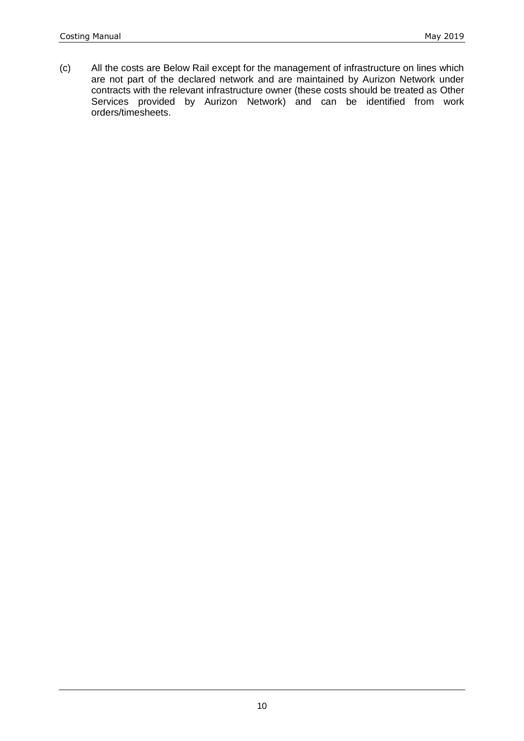(c) All the costs are Below Rail except for the management of infrastructure on lines which are not part of the declared network and are maintained by Aurizon Network under contracts with the relevant infrastructure owner (these costs should be treated as Other Services provided by Aurizon Network) and can be identified from work orders/timesheets.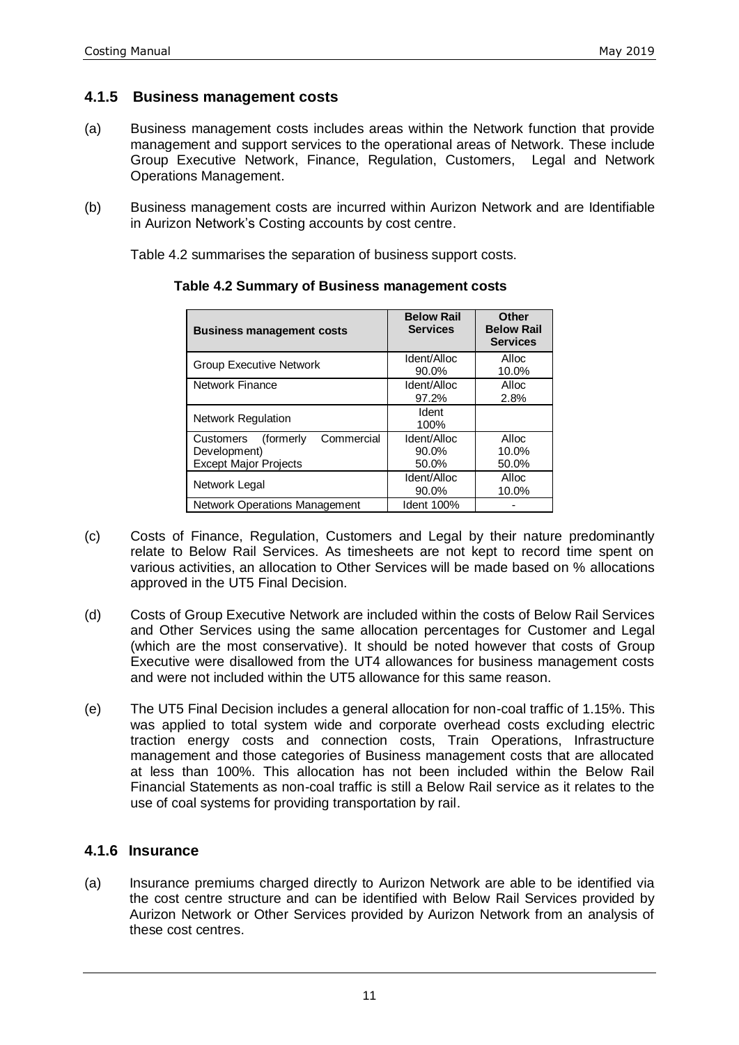### 4.1.5 Business management costs

(a) Business management costs includes areas within the Network function that provide management and support services to the operational areas of Network. These include Group Executive Network, Finance, Regulation, Customers, Legal and Network Operations Management.

(b) Business management costs are incurred within Aurizon Network and are Identifiable in Aurizon Network's Costing accounts by cost centre.

Table 4.2 summarises the separation of business support costs.

**Table 4.2 Summary of Business management costs**

| Business management costs | Below Rail Services | Other Below Rail Services |
|---|---|---|
| Group Executive Network | Ident/Alloc 90.0% | Alloc 10.0% |
| Network Finance | Ident/Alloc 97.2% | Alloc 2.8% |
| Network Regulation | Ident 100% | |
| Customers (formerly Commercial Development) Except Major Projects | Ident/Alloc 90.0% 50.0% | Alloc 10.0% 50.0% |
| Network Legal | Ident/Alloc 90.0% | Alloc 10.0% |
| Network Operations Management | Ident 100% | - |

(c) Costs of Finance, Regulation, Customers and Legal by their nature predominantly relate to Below Rail Services. As timesheets are not kept to record time spent on various activities, an allocation to Other Services will be made based on % allocations approved in the UT5 Final Decision.

(d) Costs of Group Executive Network are included within the costs of Below Rail Services and Other Services using the same allocation percentages for Customer and Legal (which are the most conservative). It should be noted however that costs of Group Executive were disallowed from the UT4 allowances for business management costs and were not included within the UT5 allowance for this same reason.

(e) The UT5 Final Decision includes a general allocation for non-coal traffic of 1.15%. This was applied to total system wide and corporate overhead costs excluding electric traction energy costs and connection costs, Train Operations, Infrastructure management and those categories of Business management costs that are allocated at less than 100%. This allocation has not been included within the Below Rail Financial Statements as non-coal traffic is still a Below Rail service as it relates to the use of coal systems for providing transportation by rail.

### 4.1.6 Insurance

(a) Insurance premiums charged directly to Aurizon Network are able to be identified via the cost centre structure and can be identified with Below Rail Services provided by Aurizon Network or Other Services provided by Aurizon Network from an analysis of these cost centres.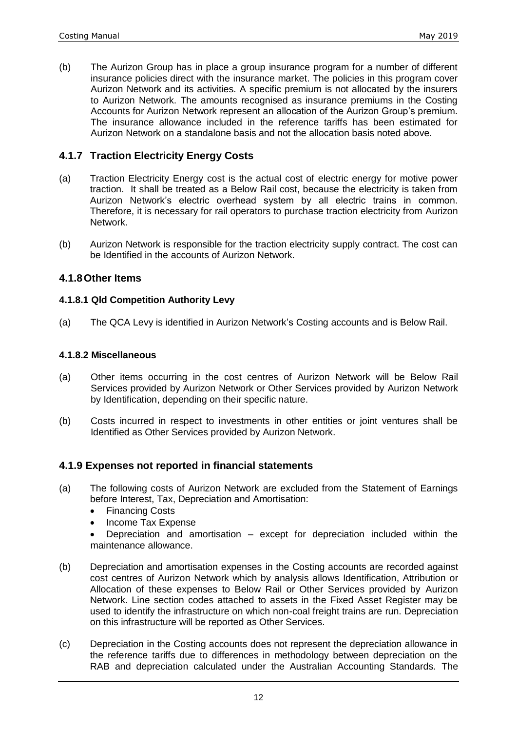(b) The Aurizon Group has in place a group insurance program for a number of different insurance policies direct with the insurance market. The policies in this program cover Aurizon Network and its activities. A specific premium is not allocated by the insurers to Aurizon Network. The amounts recognised as insurance premiums in the Costing Accounts for Aurizon Network represent an allocation of the Aurizon Group's premium. The insurance allowance included in the reference tariffs has been estimated for Aurizon Network on a standalone basis and not the allocation basis noted above.

### 4.1.7 Traction Electricity Energy Costs

(a) Traction Electricity Energy cost is the actual cost of electric energy for motive power traction. It shall be treated as a Below Rail cost, because the electricity is taken from Aurizon Network's electric overhead system by all electric trains in common. Therefore, it is necessary for rail operators to purchase traction electricity from Aurizon Network.

(b) Aurizon Network is responsible for the traction electricity supply contract. The cost can be Identified in the accounts of Aurizon Network.

### 4.1.8 Other Items

#### 4.1.8.1 Qld Competition Authority Levy

(a) The QCA Levy is identified in Aurizon Network's Costing accounts and is Below Rail.

#### 4.1.8.2 Miscellaneous

(a) Other items occurring in the cost centres of Aurizon Network will be Below Rail Services provided by Aurizon Network or Other Services provided by Aurizon Network by Identification, depending on their specific nature.

(b) Costs incurred in respect to investments in other entities or joint ventures shall be Identified as Other Services provided by Aurizon Network.

### 4.1.9 Expenses not reported in financial statements

(a) The following costs of Aurizon Network are excluded from the Statement of Earnings before Interest, Tax, Depreciation and Amortisation:
   - Financing Costs
   - Income Tax Expense
   - Depreciation and amortisation – except for depreciation included within the maintenance allowance.

(b) Depreciation and amortisation expenses in the Costing accounts are recorded against cost centres of Aurizon Network which by analysis allows Identification, Attribution or Allocation of these expenses to Below Rail or Other Services provided by Aurizon Network. Line section codes attached to assets in the Fixed Asset Register may be used to identify the infrastructure on which non-coal freight trains are run. Depreciation on this infrastructure will be reported as Other Services.

(c) Depreciation in the Costing accounts does not represent the depreciation allowance in the reference tariffs due to differences in methodology between depreciation on the RAB and depreciation calculated under the Australian Accounting Standards. The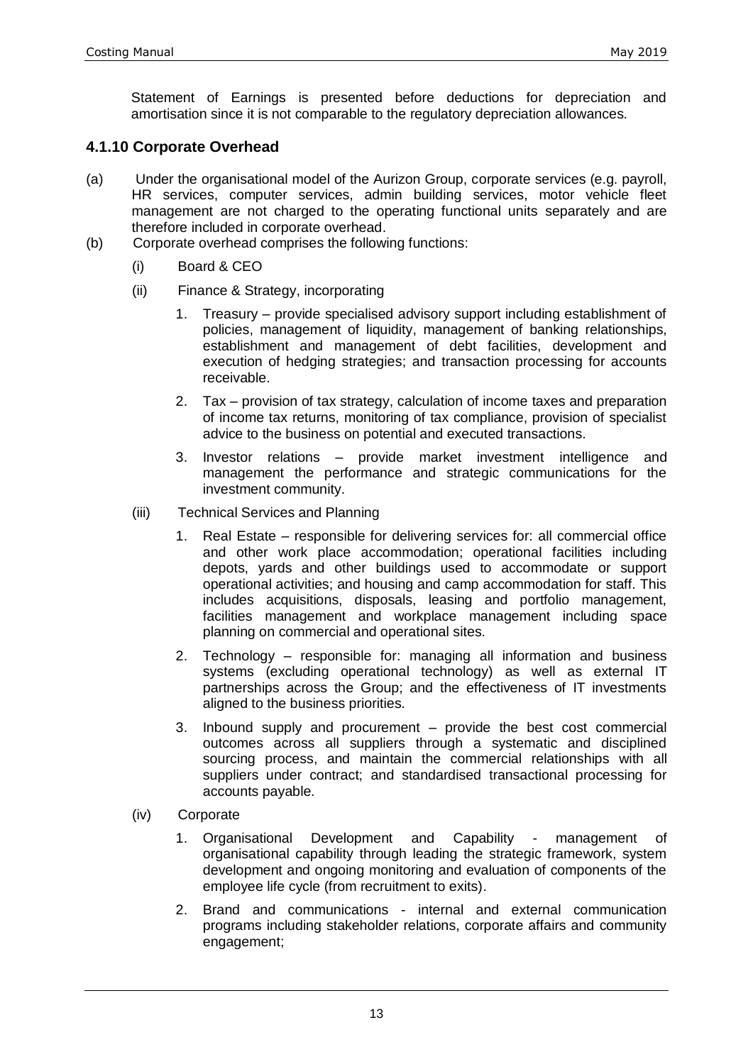Statement of Earnings is presented before deductions for depreciation and amortisation since it is not comparable to the regulatory depreciation allowances.

### 4.1.10 Corporate Overhead

(a) Under the organisational model of the Aurizon Group, corporate services (e.g. payroll, HR services, computer services, admin building services, motor vehicle fleet management are not charged to the operating functional units separately and are therefore included in corporate overhead.

(b) Corporate overhead comprises the following functions:

(i) Board & CEO

(ii) Finance & Strategy, incorporating

1. Treasury – provide specialised advisory support including establishment of policies, management of liquidity, management of banking relationships, establishment and management of debt facilities, development and execution of hedging strategies; and transaction processing for accounts receivable.
2. Tax – provision of tax strategy, calculation of income taxes and preparation of income tax returns, monitoring of tax compliance, provision of specialist advice to the business on potential and executed transactions.
3. Investor relations – provide market investment intelligence and management the performance and strategic communications for the investment community.

(iii) Technical Services and Planning

1. Real Estate – responsible for delivering services for: all commercial office and other work place accommodation; operational facilities including depots, yards and other buildings used to accommodate or support operational activities; and housing and camp accommodation for staff. This includes acquisitions, disposals, leasing and portfolio management, facilities management and workplace management including space planning on commercial and operational sites.
2. Technology – responsible for: managing all information and business systems (excluding operational technology) as well as external IT partnerships across the Group; and the effectiveness of IT investments aligned to the business priorities.
3. Inbound supply and procurement – provide the best cost commercial outcomes across all suppliers through a systematic and disciplined sourcing process, and maintain the commercial relationships with all suppliers under contract; and standardised transactional processing for accounts payable.

(iv) Corporate

1. Organisational Development and Capability - management of organisational capability through leading the strategic framework, system development and ongoing monitoring and evaluation of components of the employee life cycle (from recruitment to exits).
2. Brand and communications - internal and external communication programs including stakeholder relations, corporate affairs and community engagement;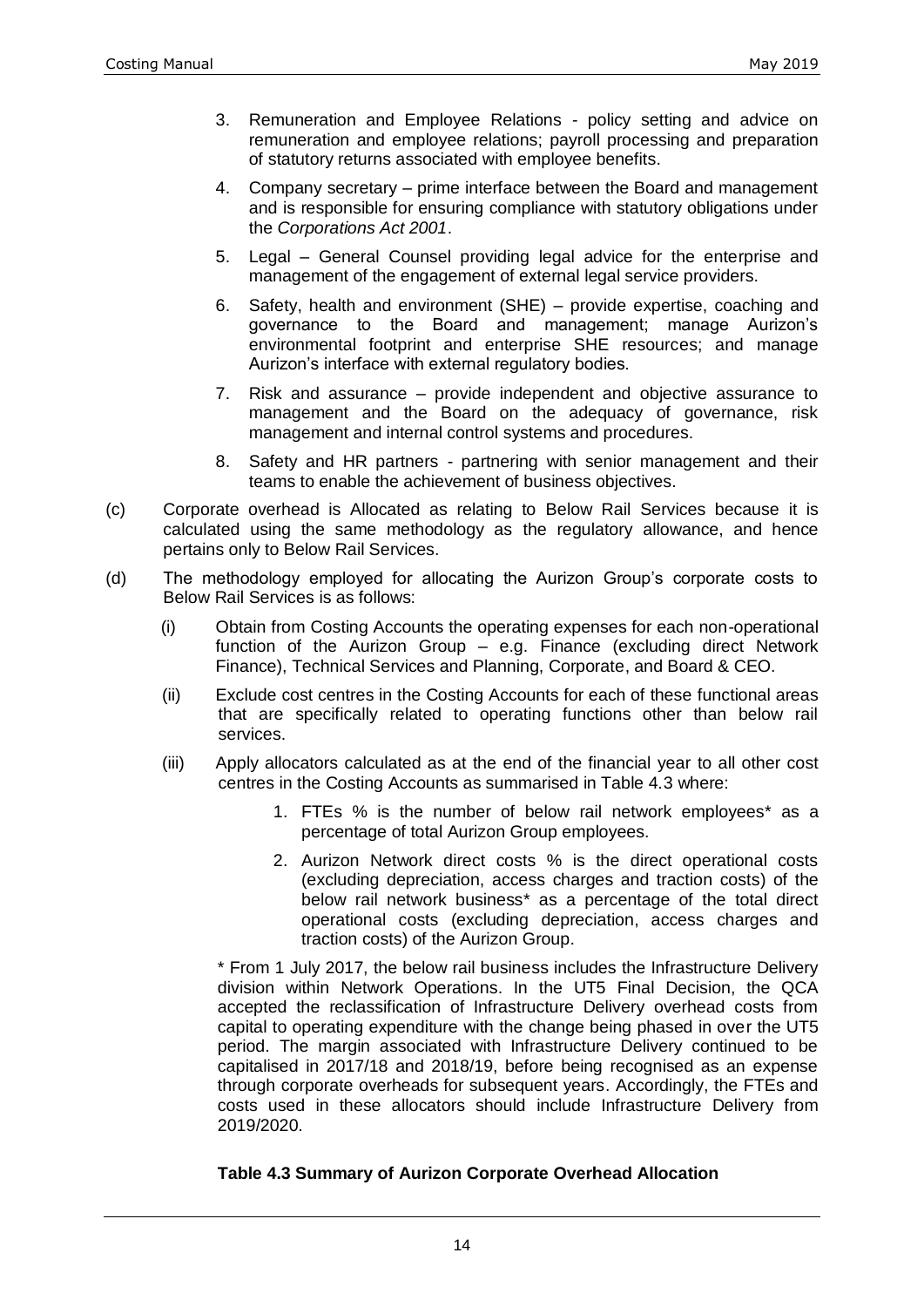3. Remuneration and Employee Relations - policy setting and advice on remuneration and employee relations; payroll processing and preparation of statutory returns associated with employee benefits.

4. Company secretary – prime interface between the Board and management and is responsible for ensuring compliance with statutory obligations under the *Corporations Act 2001*.

5. Legal – General Counsel providing legal advice for the enterprise and management of the engagement of external legal service providers.

6. Safety, health and environment (SHE) – provide expertise, coaching and governance to the Board and management; manage Aurizon's environmental footprint and enterprise SHE resources; and manage Aurizon's interface with external regulatory bodies.

7. Risk and assurance – provide independent and objective assurance to management and the Board on the adequacy of governance, risk management and internal control systems and procedures.

8. Safety and HR partners - partnering with senior management and their teams to enable the achievement of business objectives.

(c) Corporate overhead is Allocated as relating to Below Rail Services because it is calculated using the same methodology as the regulatory allowance, and hence pertains only to Below Rail Services.

(d) The methodology employed for allocating the Aurizon Group's corporate costs to Below Rail Services is as follows:

   (i) Obtain from Costing Accounts the operating expenses for each non-operational function of the Aurizon Group – e.g. Finance (excluding direct Network Finance), Technical Services and Planning, Corporate, and Board & CEO.

   (ii) Exclude cost centres in the Costing Accounts for each of these functional areas that are specifically related to operating functions other than below rail services.

   (iii) Apply allocators calculated as at the end of the financial year to all other cost centres in the Costing Accounts as summarised in Table 4.3 where:

      1. FTEs % is the number of below rail network employees* as a percentage of total Aurizon Group employees.

      2. Aurizon Network direct costs % is the direct operational costs (excluding depreciation, access charges and traction costs) of the below rail network business* as a percentage of the total direct operational costs (excluding depreciation, access charges and traction costs) of the Aurizon Group.

   * From 1 July 2017, the below rail business includes the Infrastructure Delivery division within Network Operations. In the UT5 Final Decision, the QCA accepted the reclassification of Infrastructure Delivery overhead costs from capital to operating expenditure with the change being phased in over the UT5 period. The margin associated with Infrastructure Delivery continued to be capitalised in 2017/18 and 2018/19, before being recognised as an expense through corporate overheads for subsequent years. Accordingly, the FTEs and costs used in these allocators should include Infrastructure Delivery from 2019/2020.

**Table 4.3 Summary of Aurizon Corporate Overhead Allocation**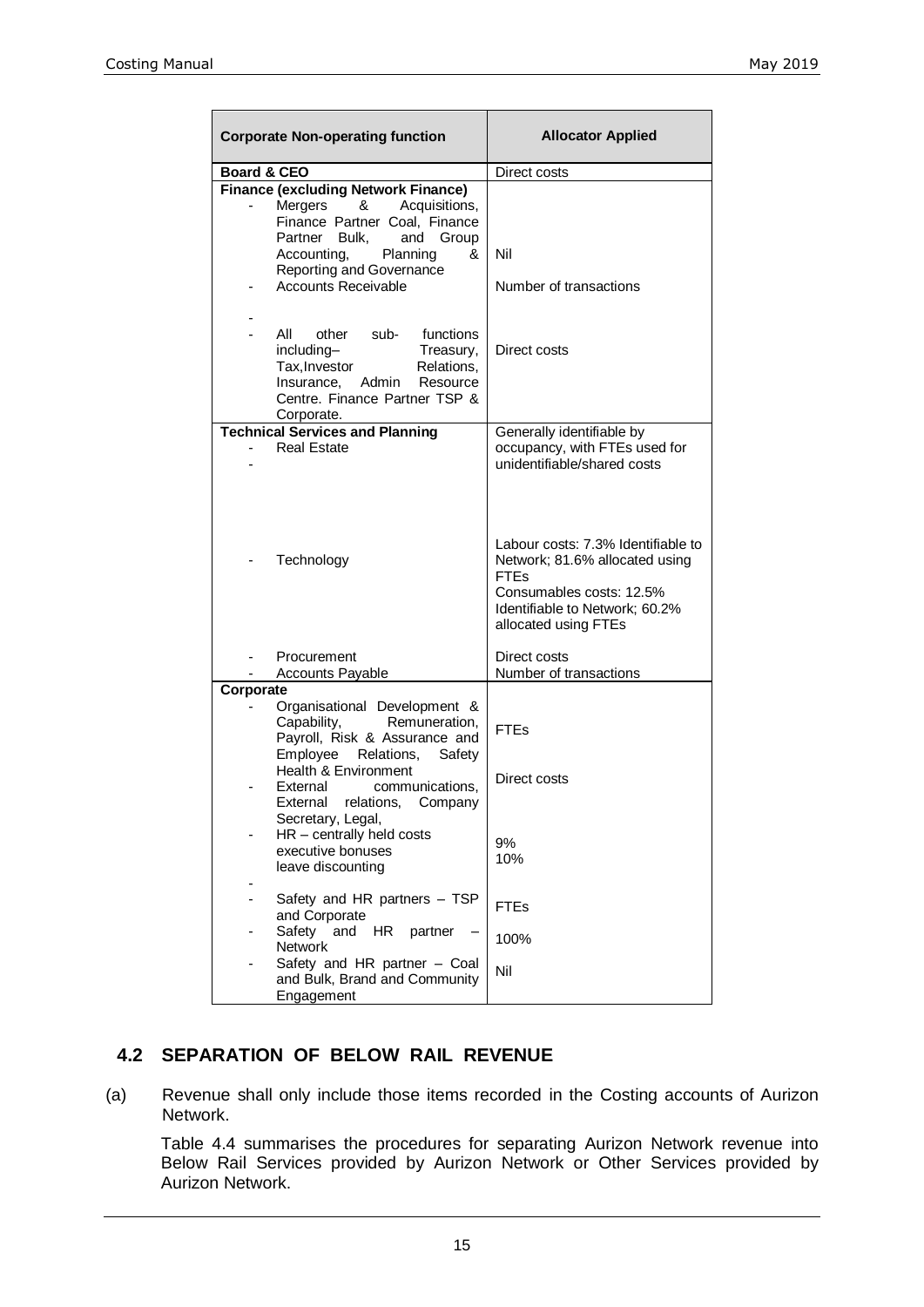| Corporate Non-operating function | Allocator Applied |
|---|---|
| **Board & CEO** | Direct costs |
| **Finance (excluding Network Finance)** | |
| - Mergers & Acquisitions, Finance Partner Coal, Finance Partner Bulk, and Group Accounting, Planning & Reporting and Governance | Nil |
| - Accounts Receivable | Number of transactions |
| - | |
| - All other sub- functions including– Treasury, Tax,Investor Relations, Insurance, Admin Resource Centre. Finance Partner TSP & Corporate. | Direct costs |
| **Technical Services and Planning** | |
| - Real Estate | Generally identifiable by occupancy, with FTEs used for unidentifiable/shared costs |
| - | |
| - Technology | Labour costs: 7.3% Identifiable to Network; 81.6% allocated using FTEs<br>Consumables costs: 12.5% Identifiable to Network; 60.2% allocated using FTEs |
| - Procurement | Direct costs |
| - Accounts Payable | Number of transactions |
| **Corporate** | |
| - Organisational Development & Capability, Remuneration, Payroll, Risk & Assurance and Employee Relations, Safety Health & Environment | FTEs |
| - External communications, External relations, Company Secretary, Legal, | Direct costs |
| - HR – centrally held costs executive bonuses leave discounting | 9%<br>10% |
| - | |
| - Safety and HR partners – TSP and Corporate | FTEs |
| - Safety and HR partner – Network | 100% |
| - Safety and HR partner – Coal and Bulk, Brand and Community Engagement | Nil |

## 4.2 SEPARATION OF BELOW RAIL REVENUE

(a) Revenue shall only include those items recorded in the Costing accounts of Aurizon Network.

Table 4.4 summarises the procedures for separating Aurizon Network revenue into Below Rail Services provided by Aurizon Network or Other Services provided by Aurizon Network.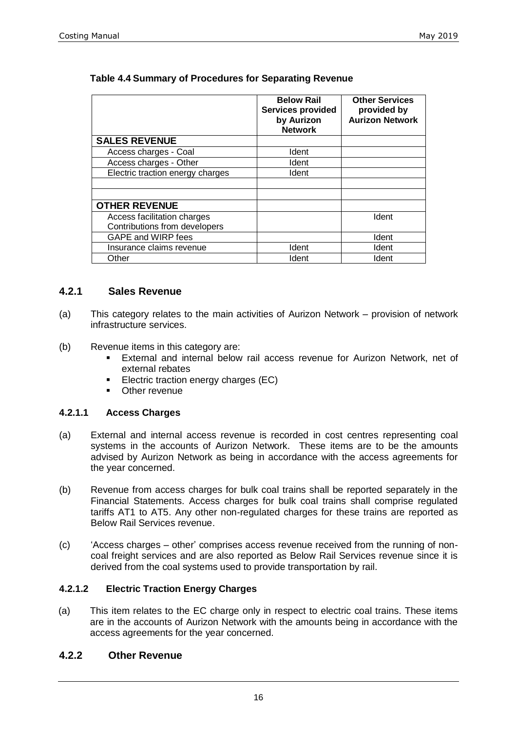**Table 4.4 Summary of Procedures for Separating Revenue**

| | Below Rail Services provided by Aurizon Network | Other Services provided by Aurizon Network |
|---|---|---|
| **SALES REVENUE** | | |
| Access charges - Coal | Ident | |
| Access charges - Other | Ident | |
| Electric traction energy charges | Ident | |
| | | |
| | | |
| **OTHER REVENUE** | | |
| Access facilitation charges Contributions from developers | | Ident |
| GAPE and WIRP fees | | Ident |
| Insurance claims revenue | Ident | Ident |
| Other | Ident | Ident |

### 4.2.1 Sales Revenue

(a) This category relates to the main activities of Aurizon Network – provision of network infrastructure services.

(b) Revenue items in this category are:
- External and internal below rail access revenue for Aurizon Network, net of external rebates
- Electric traction energy charges (EC)
- Other revenue

#### 4.2.1.1 Access Charges

(a) External and internal access revenue is recorded in cost centres representing coal systems in the accounts of Aurizon Network. These items are to be the amounts advised by Aurizon Network as being in accordance with the access agreements for the year concerned.

(b) Revenue from access charges for bulk coal trains shall be reported separately in the Financial Statements. Access charges for bulk coal trains shall comprise regulated tariffs AT1 to AT5. Any other non-regulated charges for these trains are reported as Below Rail Services revenue.

(c) 'Access charges – other' comprises access revenue received from the running of non-coal freight services and are also reported as Below Rail Services revenue since it is derived from the coal systems used to provide transportation by rail.

#### 4.2.1.2 Electric Traction Energy Charges

(a) This item relates to the EC charge only in respect to electric coal trains. These items are in the accounts of Aurizon Network with the amounts being in accordance with the access agreements for the year concerned.

### 4.2.2 Other Revenue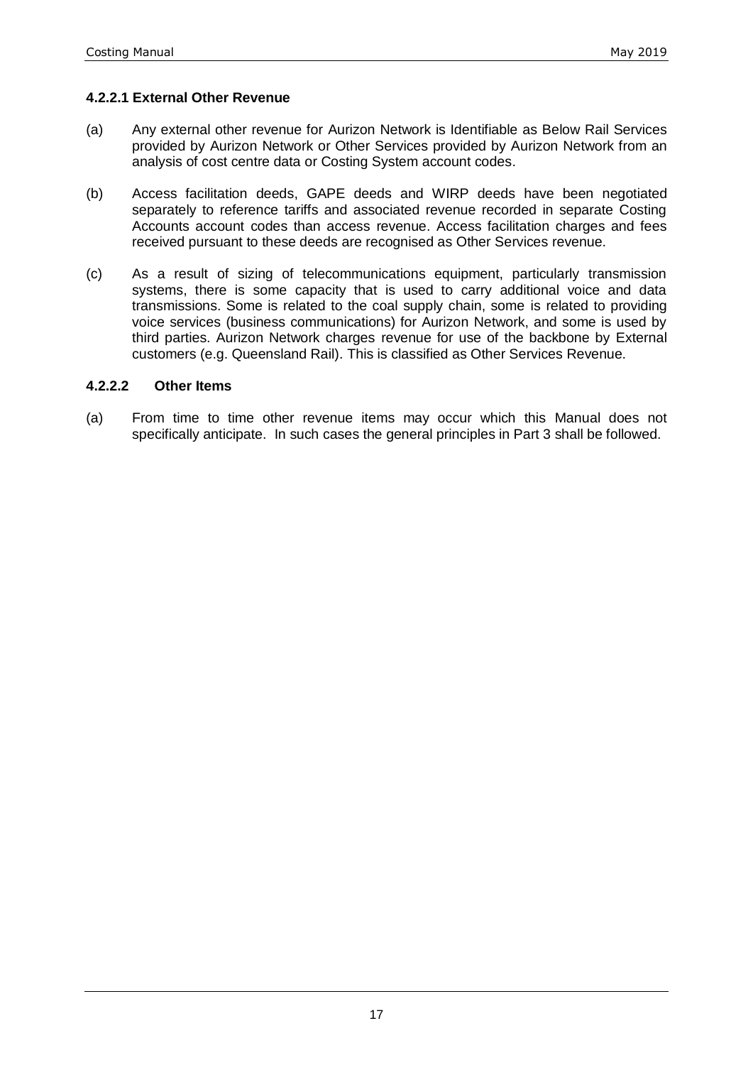#### 4.2.2.1 External Other Revenue

(a) Any external other revenue for Aurizon Network is Identifiable as Below Rail Services provided by Aurizon Network or Other Services provided by Aurizon Network from an analysis of cost centre data or Costing System account codes.

(b) Access facilitation deeds, GAPE deeds and WIRP deeds have been negotiated separately to reference tariffs and associated revenue recorded in separate Costing Accounts account codes than access revenue. Access facilitation charges and fees received pursuant to these deeds are recognised as Other Services revenue.

(c) As a result of sizing of telecommunications equipment, particularly transmission systems, there is some capacity that is used to carry additional voice and data transmissions. Some is related to the coal supply chain, some is related to providing voice services (business communications) for Aurizon Network, and some is used by third parties. Aurizon Network charges revenue for use of the backbone by External customers (e.g. Queensland Rail). This is classified as Other Services Revenue.

#### 4.2.2.2 Other Items

(a) From time to time other revenue items may occur which this Manual does not specifically anticipate. In such cases the general principles in Part 3 shall be followed.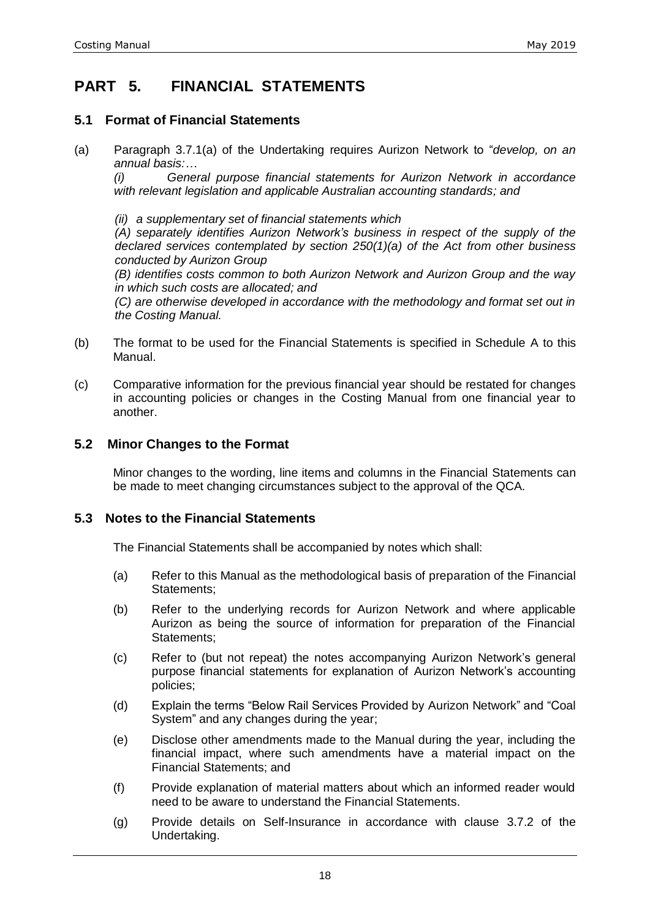# PART 5. FINANCIAL STATEMENTS

## 5.1 Format of Financial Statements

(a) Paragraph 3.7.1(a) of the Undertaking requires Aurizon Network to "*develop, on an annual basis:…*

*(i) General purpose financial statements for Aurizon Network in accordance with relevant legislation and applicable Australian accounting standards; and*

*(ii) a supplementary set of financial statements which*

*(A) separately identifies Aurizon Network's business in respect of the supply of the declared services contemplated by section 250(1)(a) of the Act from other business conducted by Aurizon Group*

*(B) identifies costs common to both Aurizon Network and Aurizon Group and the way in which such costs are allocated; and*

*(C) are otherwise developed in accordance with the methodology and format set out in the Costing Manual.*

(b) The format to be used for the Financial Statements is specified in Schedule A to this Manual.

(c) Comparative information for the previous financial year should be restated for changes in accounting policies or changes in the Costing Manual from one financial year to another.

## 5.2 Minor Changes to the Format

Minor changes to the wording, line items and columns in the Financial Statements can be made to meet changing circumstances subject to the approval of the QCA.

## 5.3 Notes to the Financial Statements

The Financial Statements shall be accompanied by notes which shall:

(a) Refer to this Manual as the methodological basis of preparation of the Financial Statements;

(b) Refer to the underlying records for Aurizon Network and where applicable Aurizon as being the source of information for preparation of the Financial Statements;

(c) Refer to (but not repeat) the notes accompanying Aurizon Network's general purpose financial statements for explanation of Aurizon Network's accounting policies;

(d) Explain the terms "Below Rail Services Provided by Aurizon Network" and "Coal System" and any changes during the year;

(e) Disclose other amendments made to the Manual during the year, including the financial impact, where such amendments have a material impact on the Financial Statements; and

(f) Provide explanation of material matters about which an informed reader would need to be aware to understand the Financial Statements.

(g) Provide details on Self-Insurance in accordance with clause 3.7.2 of the Undertaking.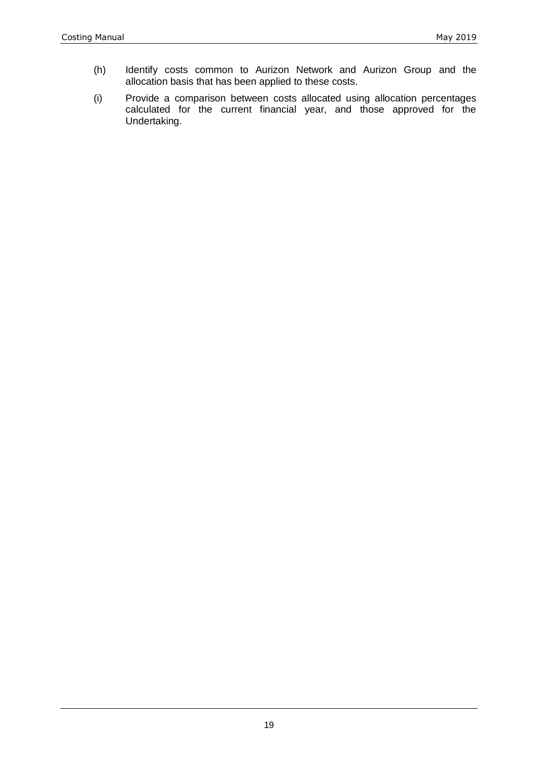(h) Identify costs common to Aurizon Network and Aurizon Group and the allocation basis that has been applied to these costs.

(i) Provide a comparison between costs allocated using allocation percentages calculated for the current financial year, and those approved for the Undertaking.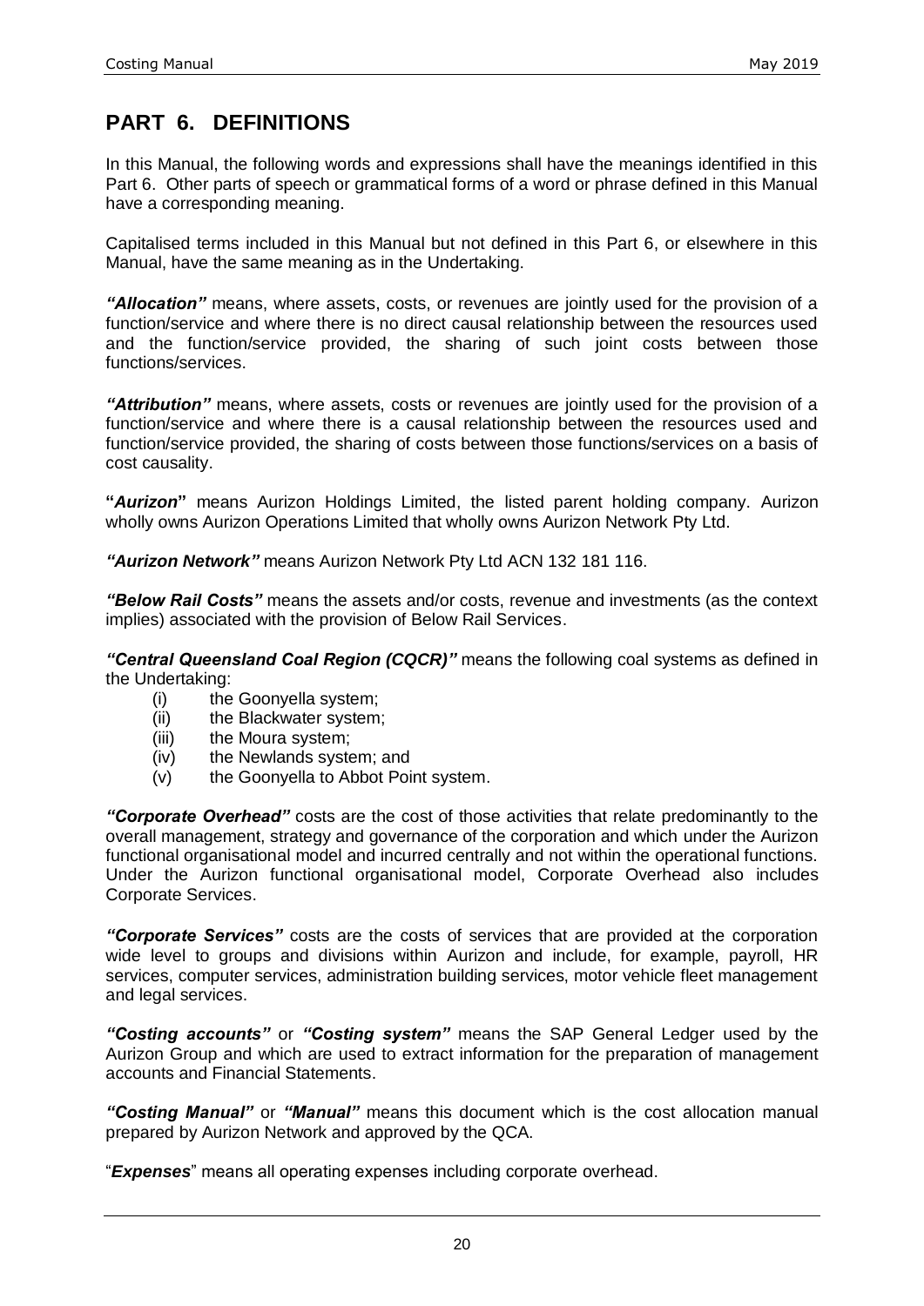## PART 6. DEFINITIONS

In this Manual, the following words and expressions shall have the meanings identified in this Part 6. Other parts of speech or grammatical forms of a word or phrase defined in this Manual have a corresponding meaning.

Capitalised terms included in this Manual but not defined in this Part 6, or elsewhere in this Manual, have the same meaning as in the Undertaking.

***"Allocation"*** means, where assets, costs, or revenues are jointly used for the provision of a function/service and where there is no direct causal relationship between the resources used and the function/service provided, the sharing of such joint costs between those functions/services.

***"Attribution"*** means, where assets, costs or revenues are jointly used for the provision of a function/service and where there is a causal relationship between the resources used and function/service provided, the sharing of costs between those functions/services on a basis of cost causality.

**"*Aurizon*"** means Aurizon Holdings Limited, the listed parent holding company. Aurizon wholly owns Aurizon Operations Limited that wholly owns Aurizon Network Pty Ltd.

***"Aurizon Network"*** means Aurizon Network Pty Ltd ACN 132 181 116.

***"Below Rail Costs"*** means the assets and/or costs, revenue and investments (as the context implies) associated with the provision of Below Rail Services.

***"Central Queensland Coal Region (CQCR)"*** means the following coal systems as defined in the Undertaking:

- (i) the Goonyella system;
- (ii) the Blackwater system;
- (iii) the Moura system;
- (iv) the Newlands system; and
- (v) the Goonyella to Abbot Point system.

***"Corporate Overhead"*** costs are the cost of those activities that relate predominantly to the overall management, strategy and governance of the corporation and which under the Aurizon functional organisational model and incurred centrally and not within the operational functions. Under the Aurizon functional organisational model, Corporate Overhead also includes Corporate Services.

***"Corporate Services"*** costs are the costs of services that are provided at the corporation wide level to groups and divisions within Aurizon and include, for example, payroll, HR services, computer services, administration building services, motor vehicle fleet management and legal services.

***"Costing accounts"*** or ***"Costing system"*** means the SAP General Ledger used by the Aurizon Group and which are used to extract information for the preparation of management accounts and Financial Statements.

***"Costing Manual"*** or ***"Manual"*** means this document which is the cost allocation manual prepared by Aurizon Network and approved by the QCA.

"***Expenses***" means all operating expenses including corporate overhead.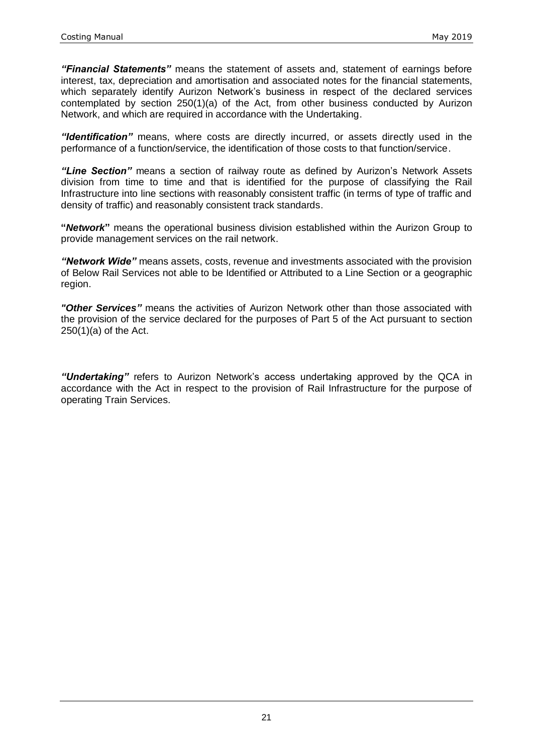***"Financial Statements"*** means the statement of assets and, statement of earnings before interest, tax, depreciation and amortisation and associated notes for the financial statements, which separately identify Aurizon Network's business in respect of the declared services contemplated by section 250(1)(a) of the Act, from other business conducted by Aurizon Network, and which are required in accordance with the Undertaking.

***"Identification"*** means, where costs are directly incurred, or assets directly used in the performance of a function/service, the identification of those costs to that function/service.

***"Line Section"*** means a section of railway route as defined by Aurizon's Network Assets division from time to time and that is identified for the purpose of classifying the Rail Infrastructure into line sections with reasonably consistent traffic (in terms of type of traffic and density of traffic) and reasonably consistent track standards.

**"*Network*"** means the operational business division established within the Aurizon Group to provide management services on the rail network.

***"Network Wide"*** means assets, costs, revenue and investments associated with the provision of Below Rail Services not able to be Identified or Attributed to a Line Section or a geographic region.

***"Other Services"*** means the activities of Aurizon Network other than those associated with the provision of the service declared for the purposes of Part 5 of the Act pursuant to section 250(1)(a) of the Act.

***"Undertaking"*** refers to Aurizon Network's access undertaking approved by the QCA in accordance with the Act in respect to the provision of Rail Infrastructure for the purpose of operating Train Services.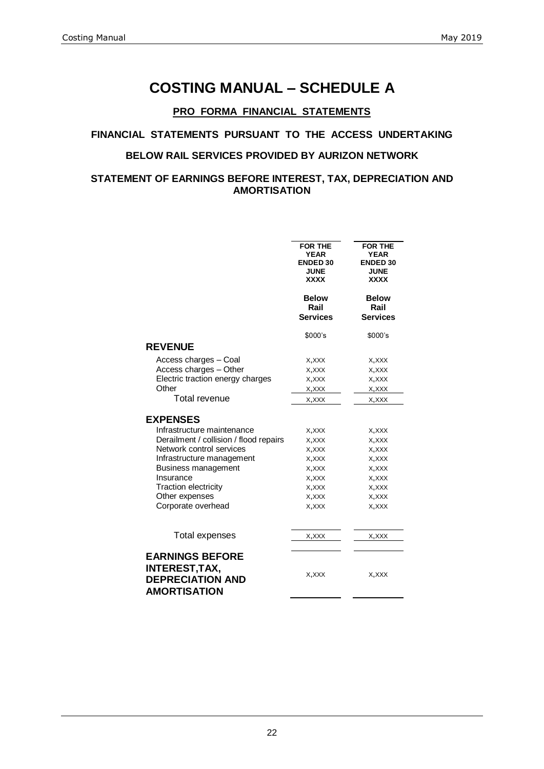# COSTING MANUAL – SCHEDULE A

**PRO FORMA FINANCIAL STATEMENTS**

**FINANCIAL STATEMENTS PURSUANT TO THE ACCESS UNDERTAKING**

**BELOW RAIL SERVICES PROVIDED BY AURIZON NETWORK**

**STATEMENT OF EARNINGS BEFORE INTEREST, TAX, DEPRECIATION AND AMORTISATION**

| | FOR THE YEAR ENDED 30 JUNE XXXX | FOR THE YEAR ENDED 30 JUNE XXXX |
|---|---|---|
| | **Below Rail Services** | **Below Rail Services** |
| | $000's | $000's |
| **REVENUE** | | |
| Access charges – Coal | X,XXX | X,XXX |
| Access charges – Other | X,XXX | X,XXX |
| Electric traction energy charges | X,XXX | X,XXX |
| Other | X,XXX | X,XXX |
| Total revenue | X,XXX | X,XXX |
| **EXPENSES** | | |
| Infrastructure maintenance | X,XXX | X,XXX |
| Derailment / collision / flood repairs | X,XXX | X,XXX |
| Network control services | X,XXX | X,XXX |
| Infrastructure management | X,XXX | X,XXX |
| Business management | X,XXX | X,XXX |
| Insurance | X,XXX | X,XXX |
| Traction electricity | X,XXX | X,XXX |
| Other expenses | X,XXX | X,XXX |
| Corporate overhead | X,XXX | X,XXX |
| Total expenses | X,XXX | X,XXX |
| **EARNINGS BEFORE INTEREST,TAX, DEPRECIATION AND AMORTISATION** | X,XXX | X,XXX |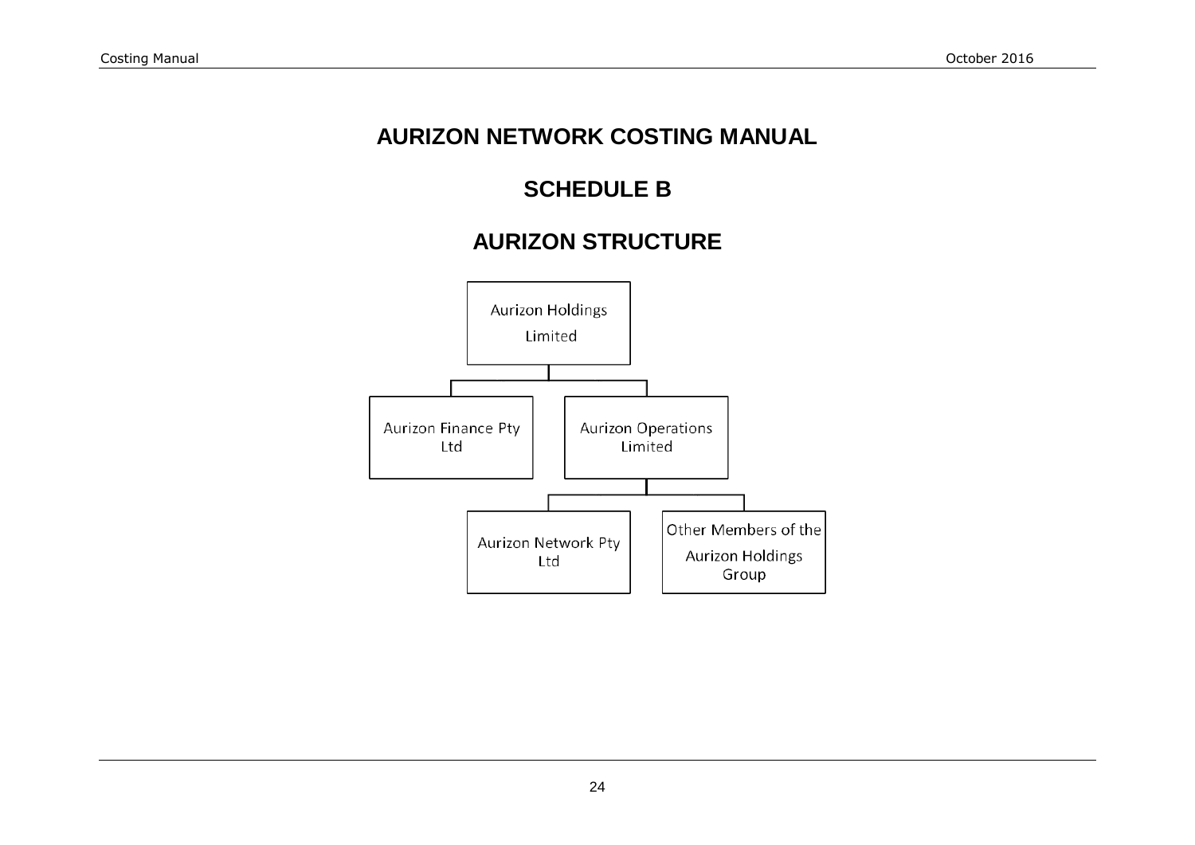# AURIZON NETWORK COSTING MANUAL

## SCHEDULE B

## AURIZON STRUCTURE

- Aurizon Holdings Limited
  - Aurizon Finance Pty Ltd
  - Aurizon Operations Limited
    - Aurizon Network Pty Ltd
    - Other Members of the Aurizon Holdings Group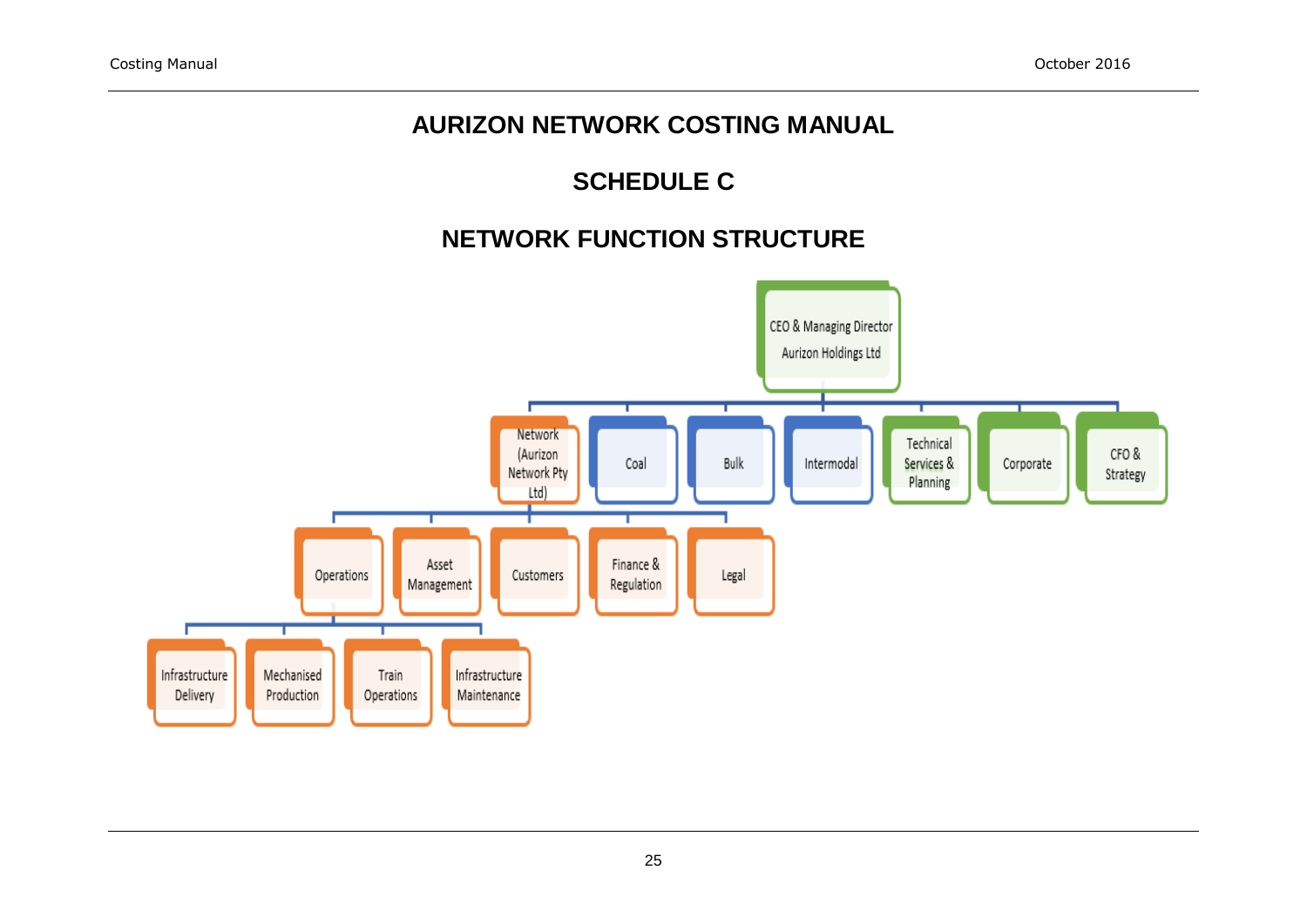# AURIZON NETWORK COSTING MANUAL

## SCHEDULE C

## NETWORK FUNCTION STRUCTURE

- CEO & Managing Director Aurizon Holdings Ltd
  - Network (Aurizon Network Pty Ltd)
    - Operations
      - Infrastructure Delivery
      - Mechanised Production
      - Train Operations
      - Infrastructure Maintenance
    - Asset Management
    - Customers
    - Finance & Regulation
    - Legal
  - Coal
  - Bulk
  - Intermodal
  - Technical Services & Planning
  - Corporate
  - CFO & Strategy